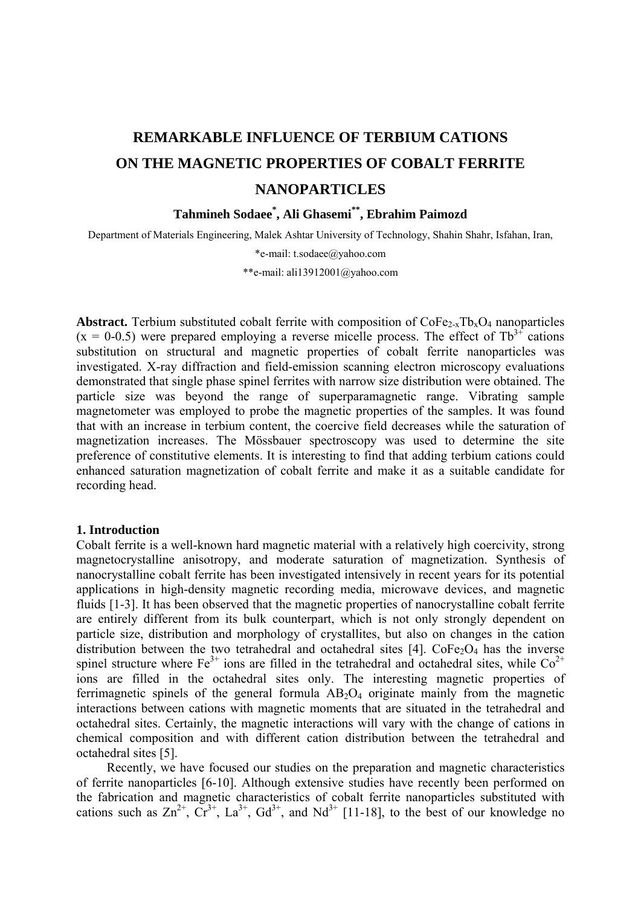# REMARKABLE INFLUENCE OF TERBIUM CATIONS ON THE MAGNETIC PROPERTIES OF COBALT FERRITE NANOPARTICLES

**Tahmineh Sodaee*, Ali Ghasemi**, Ebrahim Paimozd**

Department of Materials Engineering, Malek Ashtar University of Technology, Shahin Shahr, Isfahan, Iran,

*e-mail: t.sodaee@yahoo.com

**e-mail: ali13912001@yahoo.com

**Abstract.** Terbium substituted cobalt ferrite with composition of $CoFe_{2-x}Tb_xO_4$ nanoparticles ($x$ = 0-0.5) were prepared employing a reverse micelle process. The effect of $Tb^{3+}$ cations substitution on structural and magnetic properties of cobalt ferrite nanoparticles was investigated. X-ray diffraction and field-emission scanning electron microscopy evaluations demonstrated that single phase spinel ferrites with narrow size distribution were obtained. The particle size was beyond the range of superparamagnetic range. Vibrating sample magnetometer was employed to probe the magnetic properties of the samples. It was found that with an increase in terbium content, the coercive field decreases while the saturation of magnetization increases. The Mössbauer spectroscopy was used to determine the site preference of constitutive elements. It is interesting to find that adding terbium cations could enhanced saturation magnetization of cobalt ferrite and make it as a suitable candidate for recording head.

## 1. Introduction

Cobalt ferrite is a well-known hard magnetic material with a relatively high coercivity, strong magnetocrystalline anisotropy, and moderate saturation of magnetization. Synthesis of nanocrystalline cobalt ferrite has been investigated intensively in recent years for its potential applications in high-density magnetic recording media, microwave devices, and magnetic fluids [1-3]. It has been observed that the magnetic properties of nanocrystalline cobalt ferrite are entirely different from its bulk counterpart, which is not only strongly dependent on particle size, distribution and morphology of crystallites, but also on changes in the cation distribution between the two tetrahedral and octahedral sites [4]. $CoFe_2O_4$ has the inverse spinel structure where $Fe^{3+}$ ions are filled in the tetrahedral and octahedral sites, while $Co^{2+}$ ions are filled in the octahedral sites only. The interesting magnetic properties of ferrimagnetic spinels of the general formula $AB_2O_4$ originate mainly from the magnetic interactions between cations with magnetic moments that are situated in the tetrahedral and octahedral sites. Certainly, the magnetic interactions will vary with the change of cations in chemical composition and with different cation distribution between the tetrahedral and octahedral sites [5].

Recently, we have focused our studies on the preparation and magnetic characteristics of ferrite nanoparticles [6-10]. Although extensive studies have recently been performed on the fabrication and magnetic characteristics of cobalt ferrite nanoparticles substituted with cations such as $Zn^{2+}$, $Cr^{3+}$, $La^{3+}$, $Gd^{3+}$, and $Nd^{3+}$ [11-18], to the best of our knowledge no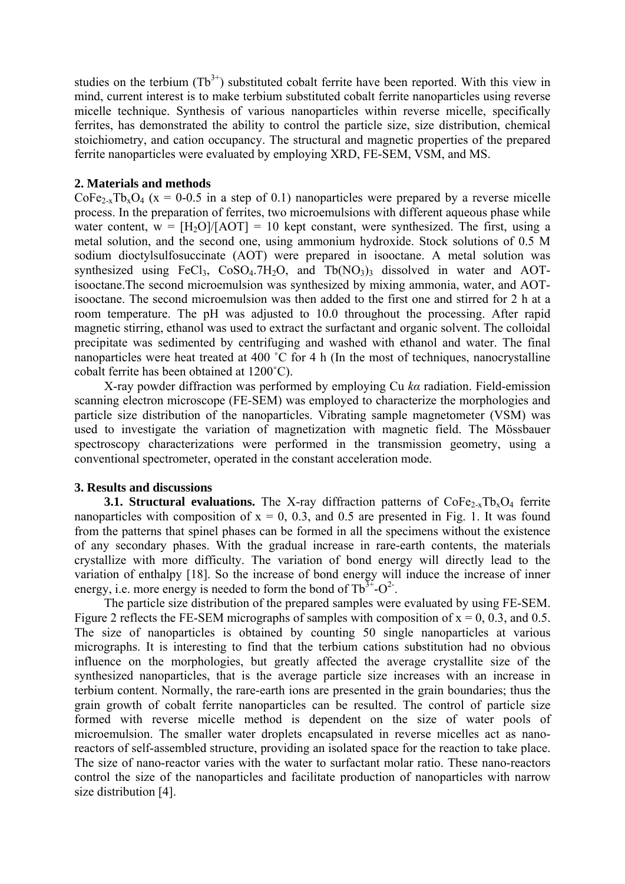studies on the terbium ($Tb^{3+}$) substituted cobalt ferrite have been reported. With this view in mind, current interest is to make terbium substituted cobalt ferrite nanoparticles using reverse micelle technique. Synthesis of various nanoparticles within reverse micelle, specifically ferrites, has demonstrated the ability to control the particle size, size distribution, chemical stoichiometry, and cation occupancy. The structural and magnetic properties of the prepared ferrite nanoparticles were evaluated by employing XRD, FE-SEM, VSM, and MS.

## 2. Materials and methods

$CoFe_{2-x}Tb_xO_4$ (x = 0-0.5 in a step of 0.1) nanoparticles were prepared by a reverse micelle process. In the preparation of ferrites, two microemulsions with different aqueous phase while water content, w = $[H_2O]/[AOT]$ = 10 kept constant, were synthesized. The first, using a metal solution, and the second one, using ammonium hydroxide. Stock solutions of 0.5 M sodium dioctylsulfosuccinate (AOT) were prepared in isooctane. A metal solution was synthesized using $FeCl_3$, $CoSO_4.7H_2O$, and $Tb(NO_3)_3$ dissolved in water and AOT-isooctane.The second microemulsion was synthesized by mixing ammonia, water, and AOT-isooctane. The second microemulsion was then added to the first one and stirred for 2 h at a room temperature. The pH was adjusted to 10.0 throughout the processing. After rapid magnetic stirring, ethanol was used to extract the surfactant and organic solvent. The colloidal precipitate was sedimented by centrifuging and washed with ethanol and water. The final nanoparticles were heat treated at 400 ˚C for 4 h (In the most of techniques, nanocrystalline cobalt ferrite has been obtained at 1200˚C).

X-ray powder diffraction was performed by employing Cu *kα* radiation. Field-emission scanning electron microscope (FE-SEM) was employed to characterize the morphologies and particle size distribution of the nanoparticles. Vibrating sample magnetometer (VSM) was used to investigate the variation of magnetization with magnetic field. The Mössbauer spectroscopy characterizations were performed in the transmission geometry, using a conventional spectrometer, operated in the constant acceleration mode.

## 3. Results and discussions

**3.1. Structural evaluations.** The X-ray diffraction patterns of $CoFe_{2-x}Tb_xO_4$ ferrite nanoparticles with composition of x = 0, 0.3, and 0.5 are presented in Fig. 1. It was found from the patterns that spinel phases can be formed in all the specimens without the existence of any secondary phases. With the gradual increase in rare-earth contents, the materials crystallize with more difficulty. The variation of bond energy will directly lead to the variation of enthalpy [18]. So the increase of bond energy will induce the increase of inner energy, i.e. more energy is needed to form the bond of $Tb^{3+}$-$O^{2-}$.

The particle size distribution of the prepared samples were evaluated by using FE-SEM. Figure 2 reflects the FE-SEM micrographs of samples with composition of x = 0, 0.3, and 0.5. The size of nanoparticles is obtained by counting 50 single nanoparticles at various micrographs. It is interesting to find that the terbium cations substitution had no obvious influence on the morphologies, but greatly affected the average crystallite size of the synthesized nanoparticles, that is the average particle size increases with an increase in terbium content. Normally, the rare-earth ions are presented in the grain boundaries; thus the grain growth of cobalt ferrite nanoparticles can be resulted. The control of particle size formed with reverse micelle method is dependent on the size of water pools of microemulsion. The smaller water droplets encapsulated in reverse micelles act as nano-reactors of self-assembled structure, providing an isolated space for the reaction to take place. The size of nano-reactor varies with the water to surfactant molar ratio. These nano-reactors control the size of the nanoparticles and facilitate production of nanoparticles with narrow size distribution [4].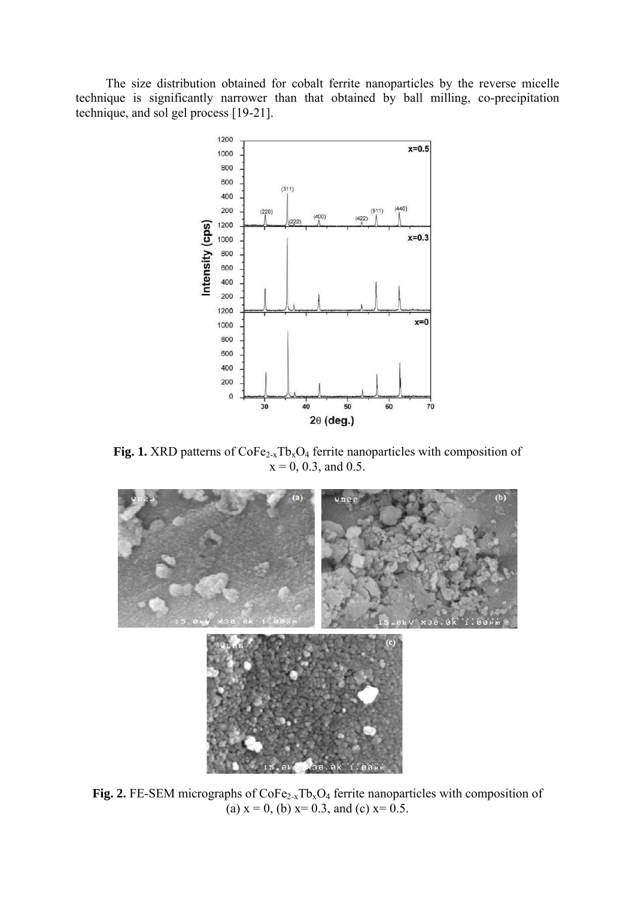The size distribution obtained for cobalt ferrite nanoparticles by the reverse micelle technique is significantly narrower than that obtained by ball milling, co-precipitation technique, and sol gel process [19-21].

**Fig. 1.** XRD patterns of $CoFe_{2-x}Tb_xO_4$ ferrite nanoparticles with composition of $x = 0$, 0.3, and 0.5.

**Fig. 2.** FE-SEM micrographs of $CoFe_{2-x}Tb_xO_4$ ferrite nanoparticles with composition of (a) $x = 0$, (b) $x = 0.3$, and (c) $x = 0.5$.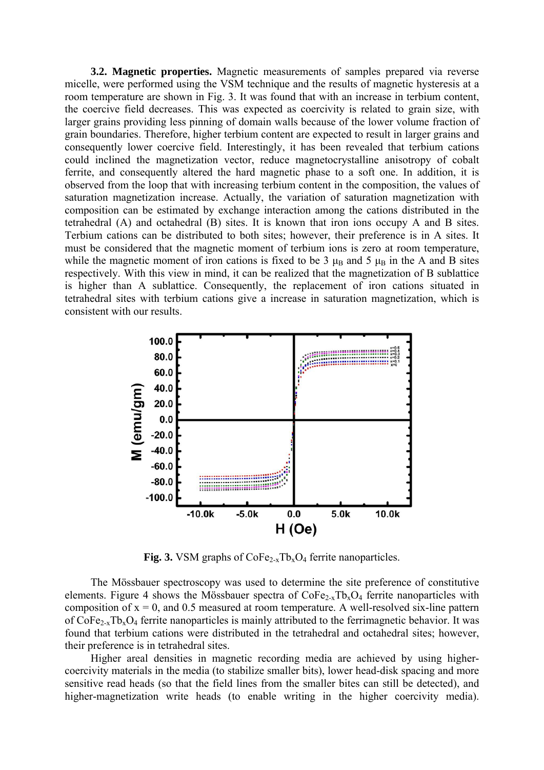**3.2. Magnetic properties.** Magnetic measurements of samples prepared via reverse micelle, were performed using the VSM technique and the results of magnetic hysteresis at a room temperature are shown in Fig. 3. It was found that with an increase in terbium content, the coercive field decreases. This was expected as coercivity is related to grain size, with larger grains providing less pinning of domain walls because of the lower volume fraction of grain boundaries. Therefore, higher terbium content are expected to result in larger grains and consequently lower coercive field. Interestingly, it has been revealed that terbium cations could inclined the magnetization vector, reduce magnetocrystalline anisotropy of cobalt ferrite, and consequently altered the hard magnetic phase to a soft one. In addition, it is observed from the loop that with increasing terbium content in the composition, the values of saturation magnetization increase. Actually, the variation of saturation magnetization with composition can be estimated by exchange interaction among the cations distributed in the tetrahedral (A) and octahedral (B) sites. It is known that iron ions occupy A and B sites. Terbium cations can be distributed to both sites; however, their preference is in A sites. It must be considered that the magnetic moment of terbium ions is zero at room temperature, while the magnetic moment of iron cations is fixed to be 3 $\mu_B$ and 5 $\mu_B$ in the A and B sites respectively. With this view in mind, it can be realized that the magnetization of B sublattice is higher than A sublattice. Consequently, the replacement of iron cations situated in tetrahedral sites with terbium cations give a increase in saturation magnetization, which is consistent with our results.

M (emu/gm)

100.0
80.0
60.0
40.0
20.0
0.0
-20.0
-40.0
-60.0
-80.0
-100.0

-10.0k
-5.0k
0.0
5.0k
10.0k

H (Oe)

x=0.5
x=0.4
x=0.3
x=0.2
x=0.1
x=0

**Fig. 3.** VSM graphs of $CoFe_{2-x}Tb_xO_4$ ferrite nanoparticles.

The Mössbauer spectroscopy was used to determine the site preference of constitutive elements. Figure 4 shows the Mössbauer spectra of $CoFe_{2-x}Tb_xO_4$ ferrite nanoparticles with composition of $x = 0$, and 0.5 measured at room temperature. A well-resolved six-line pattern of $CoFe_{2-x}Tb_xO_4$ ferrite nanoparticles is mainly attributed to the ferrimagnetic behavior. It was found that terbium cations were distributed in the tetrahedral and octahedral sites; however, their preference is in tetrahedral sites.

Higher areal densities in magnetic recording media are achieved by using higher-coercivity materials in the media (to stabilize smaller bits), lower head-disk spacing and more sensitive read heads (so that the field lines from the smaller bites can still be detected), and higher-magnetization write heads (to enable writing in the higher coercivity media).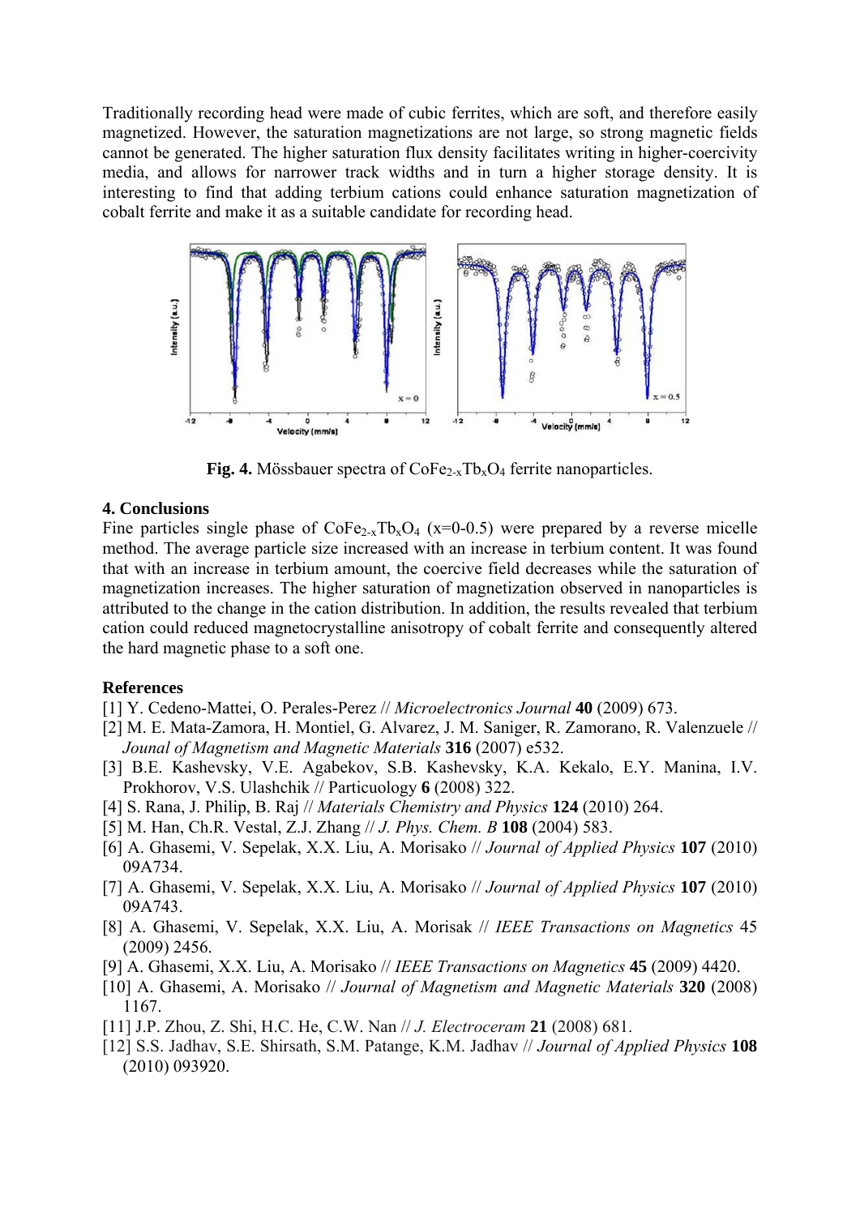Traditionally recording head were made of cubic ferrites, which are soft, and therefore easily magnetized. However, the saturation magnetizations are not large, so strong magnetic fields cannot be generated. The higher saturation flux density facilitates writing in higher-coercivity media, and allows for narrower track widths and in turn a higher storage density. It is interesting to find that adding terbium cations could enhance saturation magnetization of cobalt ferrite and make it as a suitable candidate for recording head.

**Fig. 4.** Mössbauer spectra of $CoFe_{2-x}Tb_xO_4$ ferrite nanoparticles.

## 4. Conclusions

Fine particles single phase of $CoFe_{2-x}Tb_xO_4$ (x=0-0.5) were prepared by a reverse micelle method. The average particle size increased with an increase in terbium content. It was found that with an increase in terbium amount, the coercive field decreases while the saturation of magnetization increases. The higher saturation of magnetization observed in nanoparticles is attributed to the change in the cation distribution. In addition, the results revealed that terbium cation could reduced magnetocrystalline anisotropy of cobalt ferrite and consequently altered the hard magnetic phase to a soft one.

## References

[1] Y. Cedeno-Mattei, O. Perales-Perez // *Microelectronics Journal* **40** (2009) 673.

[2] M. E. Mata-Zamora, H. Montiel, G. Alvarez, J. M. Saniger, R. Zamorano, R. Valenzuele // *Jounal of Magnetism and Magnetic Materials* **316** (2007) e532.

[3] B.E. Kashevsky, V.E. Agabekov, S.B. Kashevsky, K.A. Kekalo, E.Y. Manina, I.V. Prokhorov, V.S. Ulashchik // Particuology **6** (2008) 322.

[4] S. Rana, J. Philip, B. Raj // *Materials Chemistry and Physics* **124** (2010) 264.

[5] M. Han, Ch.R. Vestal, Z.J. Zhang // *J. Phys. Chem. B* **108** (2004) 583.

[6] A. Ghasemi, V. Sepelak, X.X. Liu, A. Morisako // *Journal of Applied Physics* **107** (2010) 09A734.

[7] A. Ghasemi, V. Sepelak, X.X. Liu, A. Morisako // *Journal of Applied Physics* **107** (2010) 09A743.

[8] A. Ghasemi, V. Sepelak, X.X. Liu, A. Morisak // *IEEE Transactions on Magnetics* 45 (2009) 2456.

[9] A. Ghasemi, X.X. Liu, A. Morisako // *IEEE Transactions on Magnetics* **45** (2009) 4420.

[10] A. Ghasemi, A. Morisako // *Journal of Magnetism and Magnetic Materials* **320** (2008) 1167.

[11] J.P. Zhou, Z. Shi, H.C. He, C.W. Nan // *J. Electroceram* **21** (2008) 681.

[12] S.S. Jadhav, S.E. Shirsath, S.M. Patange, K.M. Jadhav // *Journal of Applied Physics* **108** (2010) 093920.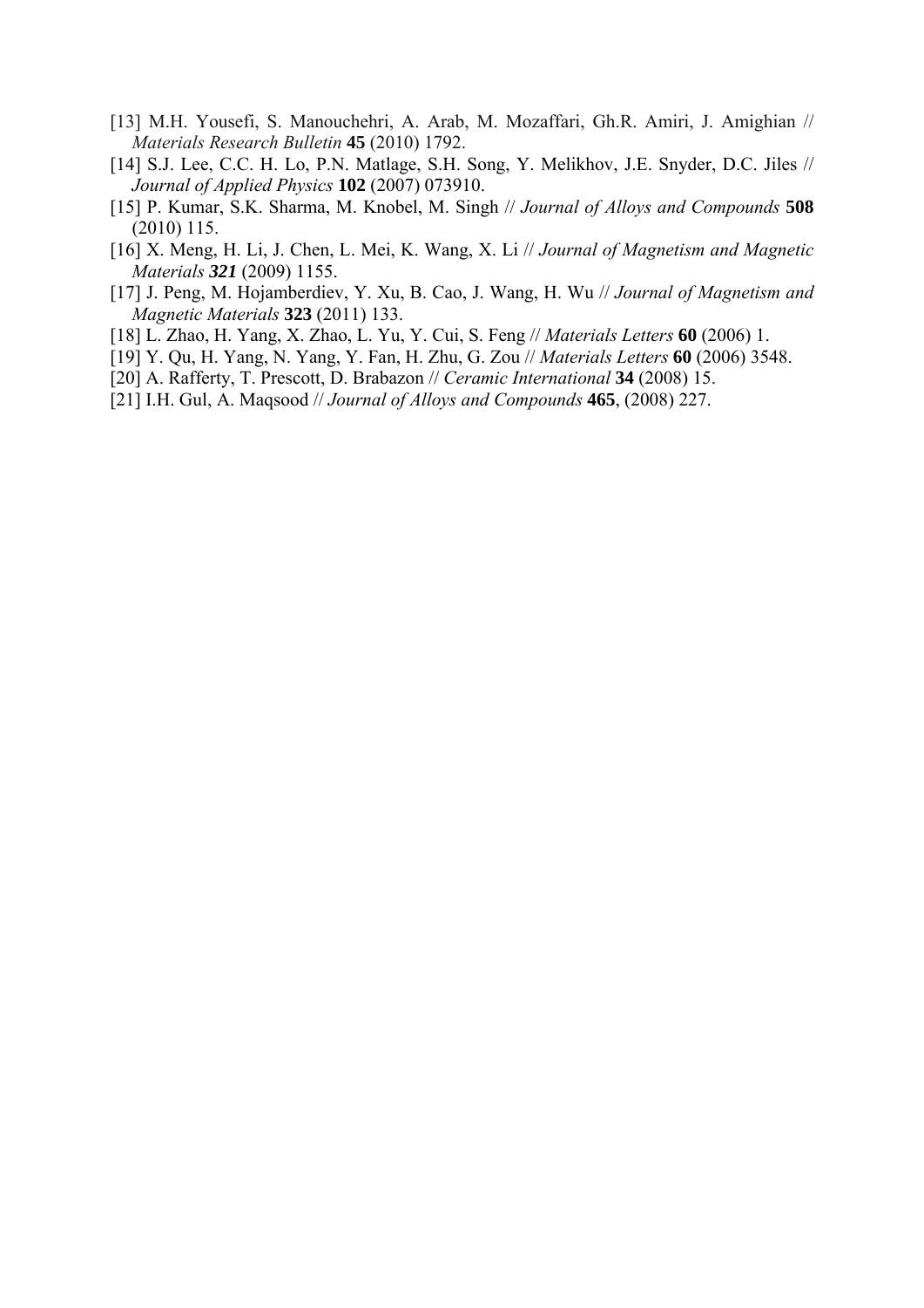[13] M.H. Yousefi, S. Manouchehri, A. Arab, M. Mozaffari, Gh.R. Amiri, J. Amighian // *Materials Research Bulletin* **45** (2010) 1792.

[14] S.J. Lee, C.C. H. Lo, P.N. Matlage, S.H. Song, Y. Melikhov, J.E. Snyder, D.C. Jiles // *Journal of Applied Physics* **102** (2007) 073910.

[15] P. Kumar, S.K. Sharma, M. Knobel, M. Singh // *Journal of Alloys and Compounds* **508** (2010) 115.

[16] X. Meng, H. Li, J. Chen, L. Mei, K. Wang, X. Li // *Journal of Magnetism and Magnetic Materials* ***321*** (2009) 1155.

[17] J. Peng, M. Hojamberdiev, Y. Xu, B. Cao, J. Wang, H. Wu // *Journal of Magnetism and Magnetic Materials* **323** (2011) 133.

[18] L. Zhao, H. Yang, X. Zhao, L. Yu, Y. Cui, S. Feng // *Materials Letters* **60** (2006) 1.

[19] Y. Qu, H. Yang, N. Yang, Y. Fan, H. Zhu, G. Zou // *Materials Letters* **60** (2006) 3548.

[20] A. Rafferty, T. Prescott, D. Brabazon // *Ceramic International* **34** (2008) 15.

[21] I.H. Gul, A. Maqsood // *Journal of Alloys and Compounds* **465**, (2008) 227.